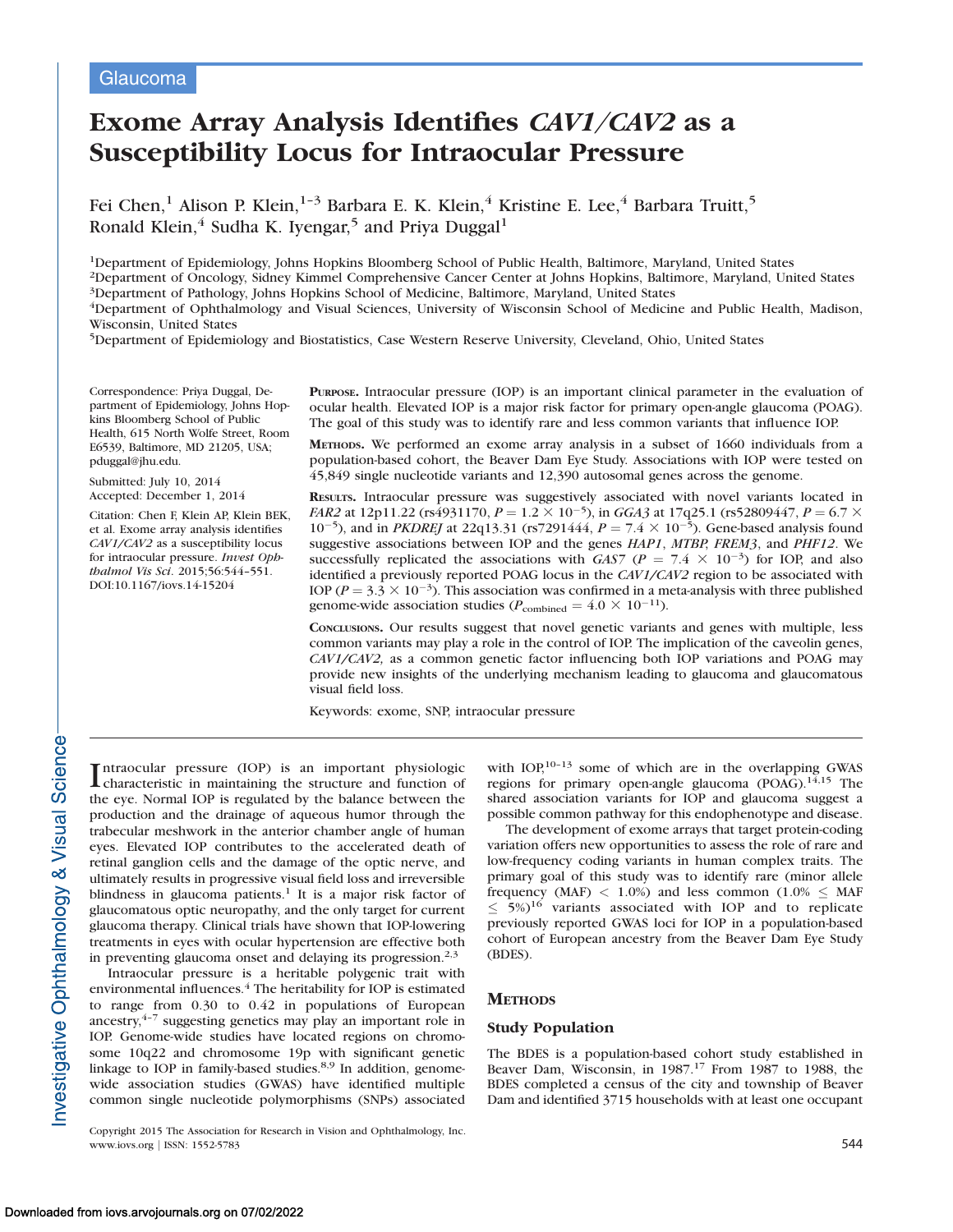Glaucoma

# Exome Array Analysis Identifies *CAV1/CAV2* as a Susceptibility Locus for Intraocular Pressure

Fei Chen,[1] Alison P. Klein,[1-3] Barbara E. K. Klein,[4] Kristine E. Lee,[4] Barbara Truitt,[5] Ronald Klein,[4] Sudha K. Iyengar,[5] and Priya Duggal[1]

[1]Department of Epidemiology, Johns Hopkins Bloomberg School of Public Health, Baltimore, Maryland, United States
[2]Department of Oncology, Sidney Kimmel Comprehensive Cancer Center at Johns Hopkins, Baltimore, Maryland, United States
[3]Department of Pathology, Johns Hopkins School of Medicine, Baltimore, Maryland, United States
[4]Department of Ophthalmology and Visual Sciences, University of Wisconsin School of Medicine and Public Health, Madison, Wisconsin, United States
[5]Department of Epidemiology and Biostatistics, Case Western Reserve University, Cleveland, Ohio, United States

Correspondence: Priya Duggal, Department of Epidemiology, Johns Hopkins Bloomberg School of Public Health, 615 North Wolfe Street, Room E6539, Baltimore, MD 21205, USA; pduggal@jhu.edu.

Submitted: July 10, 2014
Accepted: December 1, 2014

Citation: Chen F, Klein AP, Klein BEK, et al. Exome array analysis identifies *CAV1/CAV2* as a susceptibility locus for intraocular pressure. *Invest Ophthalmol Vis Sci*. 2015;56:544–551. DOI:10.1167/iovs.14-15204

**PURPOSE.** Intraocular pressure (IOP) is an important clinical parameter in the evaluation of ocular health. Elevated IOP is a major risk factor for primary open-angle glaucoma (POAG). The goal of this study was to identify rare and less common variants that influence IOP.

**METHODS.** We performed an exome array analysis in a subset of 1660 individuals from a population-based cohort, the Beaver Dam Eye Study. Associations with IOP were tested on 45,849 single nucleotide variants and 12,390 autosomal genes across the genome.

**RESULTS.** Intraocular pressure was suggestively associated with novel variants located in *FAR2* at 12p11.22 (rs4931170, $P = 1.2 \times 10^{-5}$), in *GGA3* at 17q25.1 (rs52809447, $P = 6.7 \times 10^{-5}$), and in *PKDREJ* at 22q13.31 (rs7291444, $P = 7.4 \times 10^{-5}$). Gene-based analysis found suggestive associations between IOP and the genes *HAP1*, *MTBP*, *FREM3*, and *PHF12*. We successfully replicated the associations with *GAS7* ($P = 7.4 \times 10^{-3}$) for IOP, and also identified a previously reported POAG locus in the *CAV1/CAV2* region to be associated with IOP ($P = 3.3 \times 10^{-3}$). This association was confirmed in a meta-analysis with three published genome-wide association studies ($P_{\text{combined}} = 4.0 \times 10^{-11}$).

**CONCLUSIONS.** Our results suggest that novel genetic variants and genes with multiple, less common variants may play a role in the control of IOP. The implication of the caveolin genes, *CAV1/CAV2,* as a common genetic factor influencing both IOP variations and POAG may provide new insights of the underlying mechanism leading to glaucoma and glaucomatous visual field loss.

Keywords: exome, SNP, intraocular pressure

Intraocular pressure (IOP) is an important physiologic characteristic in maintaining the structure and function of the eye. Normal IOP is regulated by the balance between the production and the drainage of aqueous humor through the trabecular meshwork in the anterior chamber angle of human eyes. Elevated IOP contributes to the accelerated death of retinal ganglion cells and the damage of the optic nerve, and ultimately results in progressive visual field loss and irreversible blindness in glaucoma patients.[1] It is a major risk factor of glaucomatous optic neuropathy, and the only target for current glaucoma therapy. Clinical trials have shown that IOP-lowering treatments in eyes with ocular hypertension are effective both in preventing glaucoma onset and delaying its progression.[2,3]

Intraocular pressure is a heritable polygenic trait with environmental influences.[4] The heritability for IOP is estimated to range from 0.30 to 0.42 in populations of European ancestry,[4-7] suggesting genetics may play an important role in IOP. Genome-wide studies have located regions on chromosome 10q22 and chromosome 19p with significant genetic linkage to IOP in family-based studies.[8,9] In addition, genome-wide association studies (GWAS) have identified multiple common single nucleotide polymorphisms (SNPs) associated with IOP,[10-13] some of which are in the overlapping GWAS regions for primary open-angle glaucoma (POAG).[14,15] The shared association variants for IOP and glaucoma suggest a possible common pathway for this endophenotype and disease.

The development of exome arrays that target protein-coding variation offers new opportunities to assess the role of rare and low-frequency coding variants in human complex traits. The primary goal of this study was to identify rare (minor allele frequency (MAF) < 1.0%) and less common (1.0% ≤ MAF ≤ 5%)[16] variants associated with IOP and to replicate previously reported GWAS loci for IOP in a population-based cohort of European ancestry from the Beaver Dam Eye Study (BDES).

## METHODS

### Study Population

The BDES is a population-based cohort study established in Beaver Dam, Wisconsin, in 1987.[17] From 1987 to 1988, the BDES completed a census of the city and township of Beaver Dam and identified 3715 households with at least one occupant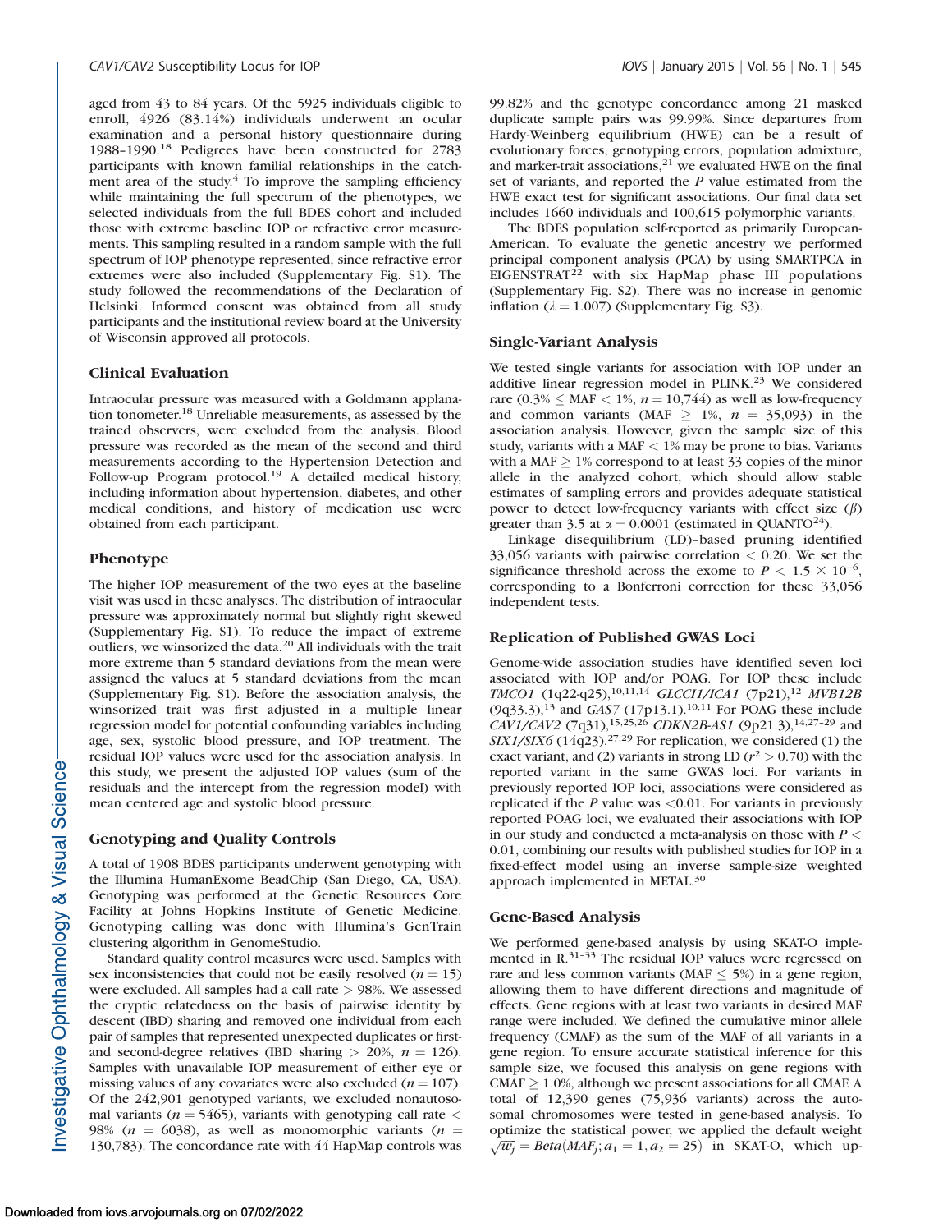aged from 43 to 84 years. Of the 5925 individuals eligible to enroll, 4926 (83.14%) individuals underwent an ocular examination and a personal history questionnaire during 1988–1990.[18] Pedigrees have been constructed for 2783 participants with known familial relationships in the catchment area of the study.[4] To improve the sampling efficiency while maintaining the full spectrum of the phenotypes, we selected individuals from the full BDES cohort and included those with extreme baseline IOP or refractive error measurements. This sampling resulted in a random sample with the full spectrum of IOP phenotype represented, since refractive error extremes were also included (Supplementary Fig. S1). The study followed the recommendations of the Declaration of Helsinki. Informed consent was obtained from all study participants and the institutional review board at the University of Wisconsin approved all protocols.

## Clinical Evaluation

Intraocular pressure was measured with a Goldmann applanation tonometer.[18] Unreliable measurements, as assessed by the trained observers, were excluded from the analysis. Blood pressure was recorded as the mean of the second and third measurements according to the Hypertension Detection and Follow-up Program protocol.[19] A detailed medical history, including information about hypertension, diabetes, and other medical conditions, and history of medication use were obtained from each participant.

## Phenotype

The higher IOP measurement of the two eyes at the baseline visit was used in these analyses. The distribution of intraocular pressure was approximately normal but slightly right skewed (Supplementary Fig. S1). To reduce the impact of extreme outliers, we winsorized the data.[20] All individuals with the trait more extreme than 5 standard deviations from the mean were assigned the values at 5 standard deviations from the mean (Supplementary Fig. S1). Before the association analysis, the winsorized trait was first adjusted in a multiple linear regression model for potential confounding variables including age, sex, systolic blood pressure, and IOP treatment. The residual IOP values were used for the association analysis. In this study, we present the adjusted IOP values (sum of the residuals and the intercept from the regression model) with mean centered age and systolic blood pressure.

## Genotyping and Quality Controls

A total of 1908 BDES participants underwent genotyping with the Illumina HumanExome BeadChip (San Diego, CA, USA). Genotyping was performed at the Genetic Resources Core Facility at Johns Hopkins Institute of Genetic Medicine. Genotyping calling was done with Illumina's GenTrain clustering algorithm in GenomeStudio.

Standard quality control measures were used. Samples with sex inconsistencies that could not be easily resolved ($n = 15$) were excluded. All samples had a call rate > 98%. We assessed the cryptic relatedness on the basis of pairwise identity by descent (IBD) sharing and removed one individual from each pair of samples that represented unexpected duplicates or first- and second-degree relatives (IBD sharing > 20%, $n = 126$). Samples with unavailable IOP measurement of either eye or missing values of any covariates were also excluded ($n = 107$). Of the 242,901 genotyped variants, we excluded nonautosomal variants ($n = 5465$), variants with genotyping call rate < 98% ($n = 6038$), as well as monomorphic variants ($n = 130{,}783$). The concordance rate with 44 HapMap controls was 99.82% and the genotype concordance among 21 masked duplicate sample pairs was 99.99%. Since departures from Hardy-Weinberg equilibrium (HWE) can be a result of evolutionary forces, genotyping errors, population admixture, and marker-trait associations,[21] we evaluated HWE on the final set of variants, and reported the $P$ value estimated from the HWE exact test for significant associations. Our final data set includes 1660 individuals and 100,615 polymorphic variants.

The BDES population self-reported as primarily European-American. To evaluate the genetic ancestry we performed principal component analysis (PCA) by using SMARTPCA in EIGENSTRAT[22] with six HapMap phase III populations (Supplementary Fig. S2). There was no increase in genomic inflation ($\lambda = 1.007$) (Supplementary Fig. S3).

## Single-Variant Analysis

We tested single variants for association with IOP under an additive linear regression model in PLINK.[23] We considered rare (0.3% ≤ MAF < 1%, $n = 10{,}744$) as well as low-frequency and common variants (MAF ≥ 1%, $n = 35{,}093$) in the association analysis. However, given the sample size of this study, variants with a MAF < 1% may be prone to bias. Variants with a MAF ≥ 1% correspond to at least 33 copies of the minor allele in the analyzed cohort, which should allow stable estimates of sampling errors and provides adequate statistical power to detect low-frequency variants with effect size ($\beta$) greater than 3.5 at $\alpha = 0.0001$ (estimated in QUANTO[24]).

Linkage disequilibrium (LD)–based pruning identified 33,056 variants with pairwise correlation < 0.20. We set the significance threshold across the exome to $P < 1.5 \times 10^{-6}$, corresponding to a Bonferroni correction for these 33,056 independent tests.

## Replication of Published GWAS Loci

Genome-wide association studies have identified seven loci associated with IOP and/or POAG. For IOP these include *TMCO1* (1q22-q25),[10,11,14] *GLCCI1/ICA1* (7p21),[12] *MVB12B* (9q33.3),[13] and *GAS7* (17p13.1).[10,11] For POAG these include *CAV1/CAV2* (7q31),[15,25,26] *CDKN2B-AS1* (9p21.3),[14,27–29] and *SIX1/SIX6* (14q23).[27,29] For replication, we considered (1) the exact variant, and (2) variants in strong LD ($r^2 > 0.70$) with the reported variant in the same GWAS loci. For variants in previously reported IOP loci, associations were considered as replicated if the $P$ value was <0.01. For variants in previously reported POAG loci, we evaluated their associations with IOP in our study and conducted a meta-analysis on those with $P <$ 0.01, combining our results with published studies for IOP in a fixed-effect model using an inverse sample-size weighted approach implemented in METAL.[30]

## Gene-Based Analysis

We performed gene-based analysis by using SKAT-O implemented in R.[31–33] The residual IOP values were regressed on rare and less common variants (MAF ≤ 5%) in a gene region, allowing them to have different directions and magnitude of effects. Gene regions with at least two variants in desired MAF range were included. We defined the cumulative minor allele frequency (CMAF) as the sum of the MAF of all variants in a gene region. To ensure accurate statistical inference for this sample size, we focused this analysis on gene regions with CMAF ≥ 1.0%, although we present associations for all CMAF. A total of 12,390 genes (75,936 variants) across the autosomal chromosomes were tested in gene-based analysis. To optimize the statistical power, we applied the default weight $\sqrt{w_j} = Beta(MAF_j; a_1 = 1, a_2 = 25)$ in SKAT-O, which up-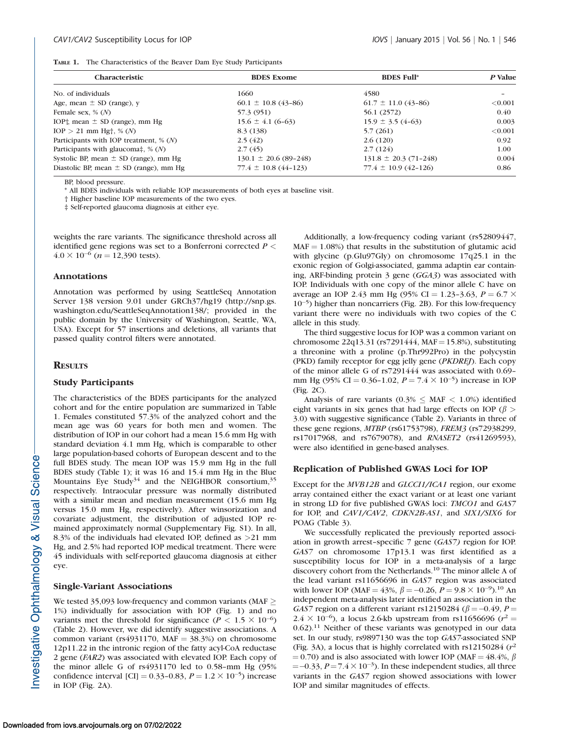**TABLE 1.** The Characteristics of the Beaver Dam Eye Study Participants

| Characteristic | BDES Exome | BDES Full* | P Value |
|---|---|---|---|
| No. of individuals | 1660 | 4580 | – |
| Age, mean ± SD (range), y | 60.1 ± 10.8 (43–86) | 61.7 ± 11.0 (43–86) | <0.001 |
| Female sex, % (N) | 57.3 (951) | 56.1 (2572) | 0.40 |
| IOP†, mean ± SD (range), mm Hg | 15.6 ± 4.1 (6–63) | 15.9 ± 3.5 (4–63) | 0.003 |
| IOP > 21 mm Hg†, % (N) | 8.3 (138) | 5.7 (261) | <0.001 |
| Participants with IOP treatment, % (N) | 2.5 (42) | 2.6 (120) | 0.92 |
| Participants with glaucoma‡, % (N) | 2.7 (45) | 2.7 (124) | 1.00 |
| Systolic BP, mean ± SD (range), mm Hg | 130.1 ± 20.6 (89–248) | 131.8 ± 20.3 (71–248) | 0.004 |
| Diastolic BP, mean ± SD (range), mm Hg | 77.4 ± 10.8 (44–123) | 77.4 ± 10.9 (42–126) | 0.86 |

BP, blood pressure.

\* All BDES individuals with reliable IOP measurements of both eyes at baseline visit.

† Higher baseline IOP measurements of the two eyes.

‡ Self-reported glaucoma diagnosis at either eye.

weights the rare variants. The significance threshold across all identified gene regions was set to a Bonferroni corrected $P < 4.0 \times 10^{-6}$ ($n = 12{,}390$ tests).

### Annotations

Annotation was performed by using SeattleSeq Annotation Server 138 version 9.01 under GRCh37/hg19 (http://snp.gs.washington.edu/SeattleSeqAnnotation138/; provided in the public domain by the University of Washington, Seattle, WA, USA). Except for 57 insertions and deletions, all variants that passed quality control filters were annotated.

## RESULTS

### Study Participants

The characteristics of the BDES participants for the analyzed cohort and for the entire population are summarized in Table 1. Females constituted 57.3% of the analyzed cohort and the mean age was 60 years for both men and women. The distribution of IOP in our cohort had a mean 15.6 mm Hg with standard deviation 4.1 mm Hg, which is comparable to other large population-based cohorts of European descent and to the full BDES study. The mean IOP was 15.9 mm Hg in the full BDES study (Table 1); it was 16 and 15.4 mm Hg in the Blue Mountains Eye Study[34] and the NEIGHBOR consortium,[35] respectively. Intraocular pressure was normally distributed with a similar mean and median measurement (15.6 mm Hg versus 15.0 mm Hg, respectively). After winsorization and covariate adjustment, the distribution of adjusted IOP remained approximately normal (Supplementary Fig. S1). In all, 8.3% of the individuals had elevated IOP, defined as >21 mm Hg, and 2.5% had reported IOP medical treatment. There were 45 individuals with self-reported glaucoma diagnosis at either eye.

### Single-Variant Associations

We tested 35,093 low-frequency and common variants (MAF ≥ 1%) individually for association with IOP (Fig. 1) and no variants met the threshold for significance ($P < 1.5 \times 10^{-6}$) (Table 2). However, we did identify suggestive associations. A common variant (rs4931170, MAF = 38.3%) on chromosome 12p11.22 in the intronic region of the fatty acyl-CoA reductase 2 gene (*FAR2*) was associated with elevated IOP. Each copy of the minor allele G of rs4931170 led to 0.58-mm Hg (95% confidence interval [CI] = 0.33–0.83, $P = 1.2 \times 10^{-5}$) increase in IOP (Fig. 2A).

Additionally, a low-frequency coding variant (rs52809447, MAF = 1.08%) that results in the substitution of glutamic acid with glycine (p.Glu97Gly) on chromosome 17q25.1 in the exonic region of Golgi-associated, gamma adaptin ear containing, ARF-binding protein 3 gene (*GGA3*) was associated with IOP. Individuals with one copy of the minor allele C have on average an IOP 2.43 mm Hg (95% CI = 1.23–3.63, $P = 6.7 \times 10^{-5}$) higher than noncarriers (Fig. 2B). For this low-frequency variant there were no individuals with two copies of the C allele in this study.

The third suggestive locus for IOP was a common variant on chromosome 22q13.31 (rs7291444, MAF = 15.8%), substituting a threonine with a proline (p.Thr992Pro) in the polycystin (PKD) family receptor for egg jelly gene (*PKDREJ*). Each copy of the minor allele G of rs7291444 was associated with 0.69-mm Hg (95% CI = 0.36–1.02, $P = 7.4 \times 10^{-5}$) increase in IOP (Fig. 2C).

Analysis of rare variants (0.3% ≤ MAF < 1.0%) identified eight variants in six genes that had large effects on IOP ($\beta > 3.0$) with suggestive significance (Table 2). Variants in three of these gene regions, *MTBP* (rs61753798), *FREM3* (rs72938299, rs17017968, and rs7679078), and *RNASET2* (rs41269593), were also identified in gene-based analyses.

### Replication of Published GWAS Loci for IOP

Except for the *MVB12B* and *GLCCI1/ICA1* region, our exome array contained either the exact variant or at least one variant in strong LD for five published GWAS loci: *TMCO1* and *GAS7* for IOP, and *CAV1/CAV2*, *CDKN2B-AS1*, and *SIX1/SIX6* for POAG (Table 3).

We successfully replicated the previously reported association in growth arrest–specific 7 gene (*GAS7)* region for IOP. *GAS7* on chromosome 17p13.1 was first identified as a susceptibility locus for IOP in a meta-analysis of a large discovery cohort from the Netherlands.[10] The minor allele A of the lead variant rs11656696 in *GAS7* region was associated with lower IOP (MAF = 43%, $\beta = -0.26$, $P = 9.8 \times 10^{-9}$).[10] An independent meta-analysis later identified an association in the *GAS7* region on a different variant rs12150284 ($\beta = -0.49$, $P = 2.4 \times 10^{-6}$), a locus 2.6-kb upstream from rs11656696 ($r^2 = 0.62$).[11] Neither of these variants was genotyped in our data set. In our study, rs9897130 was the top *GAS7*-associated SNP (Fig. 3A), a locus that is highly correlated with rs12150284 ($r^2 = 0.70$) and is also associated with lower IOP (MAF = 48.4%, $\beta = -0.33$, $P = 7.4 \times 10^{-3}$). In these independent studies, all three variants in the *GAS7* region showed associations with lower IOP and similar magnitudes of effects.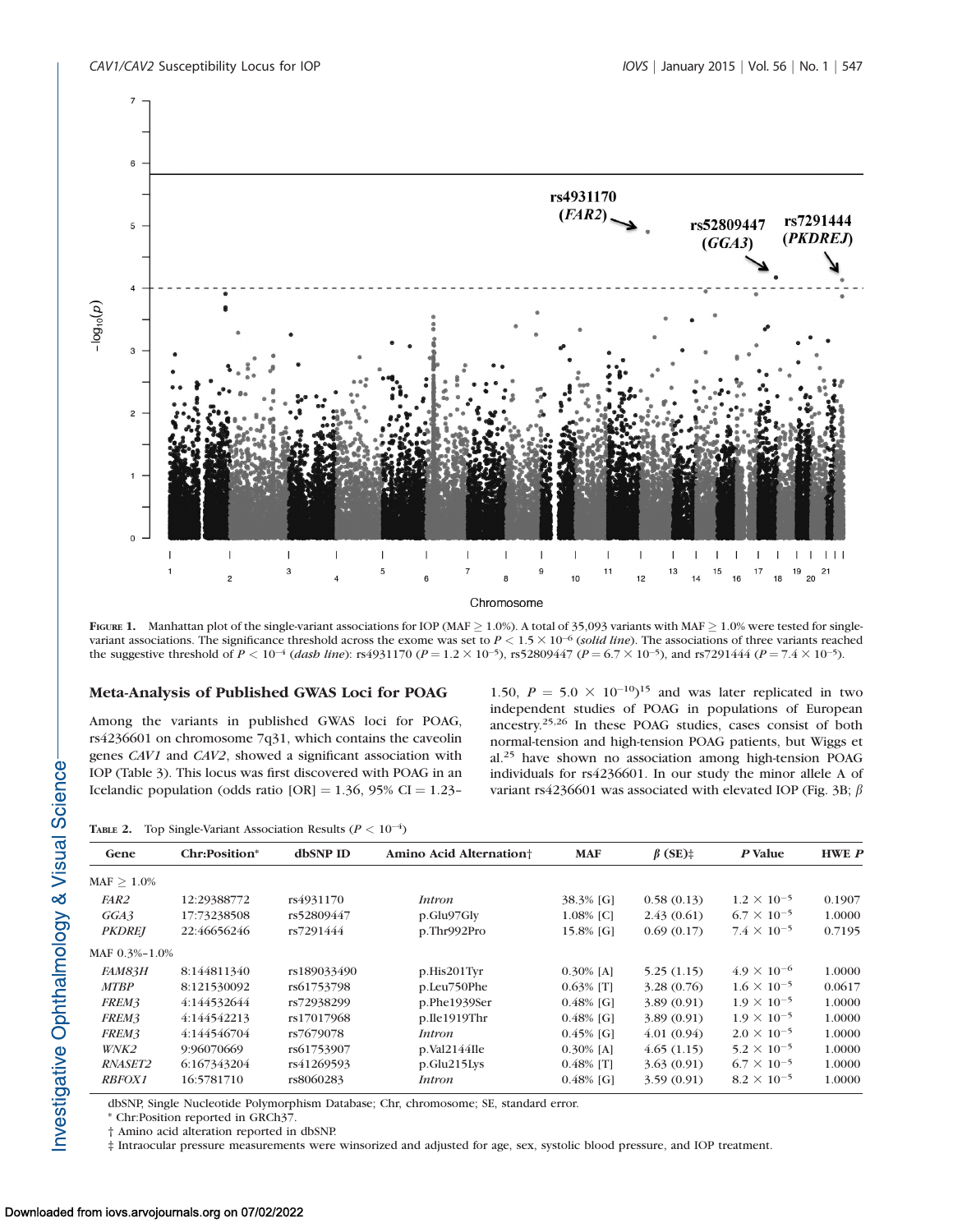FIGURE 1. Manhattan plot of the single-variant associations for IOP (MAF ≥ 1.0%). A total of 35,093 variants with MAF ≥ 1.0% were tested for single-variant associations. The significance threshold across the exome was set to $P < 1.5 \times 10^{-6}$ (*solid line*). The associations of three variants reached the suggestive threshold of $P < 10^{-4}$ (*dash line*): rs4931170 ($P = 1.2 \times 10^{-5}$), rs52809447 ($P = 6.7 \times 10^{-5}$), and rs7291444 ($P = 7.4 \times 10^{-5}$).

## Meta-Analysis of Published GWAS Loci for POAG

Among the variants in published GWAS loci for POAG, rs4236601 on chromosome 7q31, which contains the caveolin genes *CAV1* and *CAV2*, showed a significant association with IOP (Table 3). This locus was first discovered with POAG in an Icelandic population (odds ratio [OR] = 1.36, 95% CI = 1.23–1.50, $P = 5.0 \times 10^{-10}$)[15] and was later replicated in two independent studies of POAG in populations of European ancestry.[25,26] In these POAG studies, cases consist of both normal-tension and high-tension POAG patients, but Wiggs et al.[25] have shown no association among high-tension POAG individuals for rs4236601. In our study the minor allele A of variant rs4236601 was associated with elevated IOP (Fig. 3B; $\beta$

TABLE 2. Top Single-Variant Association Results ($P < 10^{-4}$)

| Gene | Chr:Position* | dbSNP ID | Amino Acid Alternation† | MAF | $\beta$ (SE)‡ | *P* Value | HWE *P* |
|---|---|---|---|---|---|---|---|
| MAF ≥ 1.0% | | | | | | | |
| *FAR2* | 12:29388772 | rs4931170 | *Intron* | 38.3% [G] | 0.58 (0.13) | $1.2 \times 10^{-5}$ | 0.1907 |
| *GGA3* | 17:73238508 | rs52809447 | p.Glu97Gly | 1.08% [C] | 2.43 (0.61) | $6.7 \times 10^{-5}$ | 1.0000 |
| *PKDREJ* | 22:46656246 | rs7291444 | p.Thr992Pro | 15.8% [G] | 0.69 (0.17) | $7.4 \times 10^{-5}$ | 0.7195 |
| MAF 0.3%–1.0% | | | | | | | |
| *FAM83H* | 8:144811340 | rs189033490 | p.His201Tyr | 0.30% [A] | 5.25 (1.15) | $4.9 \times 10^{-6}$ | 1.0000 |
| *MTBP* | 8:121530092 | rs61753798 | p.Leu750Phe | 0.63% [T] | 3.28 (0.76) | $1.6 \times 10^{-5}$ | 0.0617 |
| *FREM3* | 4:144532644 | rs72938299 | p.Phe1939Ser | 0.48% [G] | 3.89 (0.91) | $1.9 \times 10^{-5}$ | 1.0000 |
| *FREM3* | 4:144542213 | rs17017968 | p.Ile1919Thr | 0.48% [G] | 3.89 (0.91) | $1.9 \times 10^{-5}$ | 1.0000 |
| *FREM3* | 4:144546704 | rs7679078 | *Intron* | 0.45% [G] | 4.01 (0.94) | $2.0 \times 10^{-5}$ | 1.0000 |
| *WNK2* | 9:96070669 | rs61753907 | p.Val2144Ile | 0.30% [A] | 4.65 (1.15) | $5.2 \times 10^{-5}$ | 1.0000 |
| *RNASET2* | 6:167343204 | rs41269593 | p.Glu215Lys | 0.48% [T] | 3.63 (0.91) | $6.7 \times 10^{-5}$ | 1.0000 |
| *RBFOX1* | 16:5781710 | rs8060283 | *Intron* | 0.48% [G] | 3.59 (0.91) | $8.2 \times 10^{-5}$ | 1.0000 |

dbSNP, Single Nucleotide Polymorphism Database; Chr, chromosome; SE, standard error.
\* Chr:Position reported in GRCh37.
† Amino acid alteration reported in dbSNP.
‡ Intraocular pressure measurements were winsorized and adjusted for age, sex, systolic blood pressure, and IOP treatment.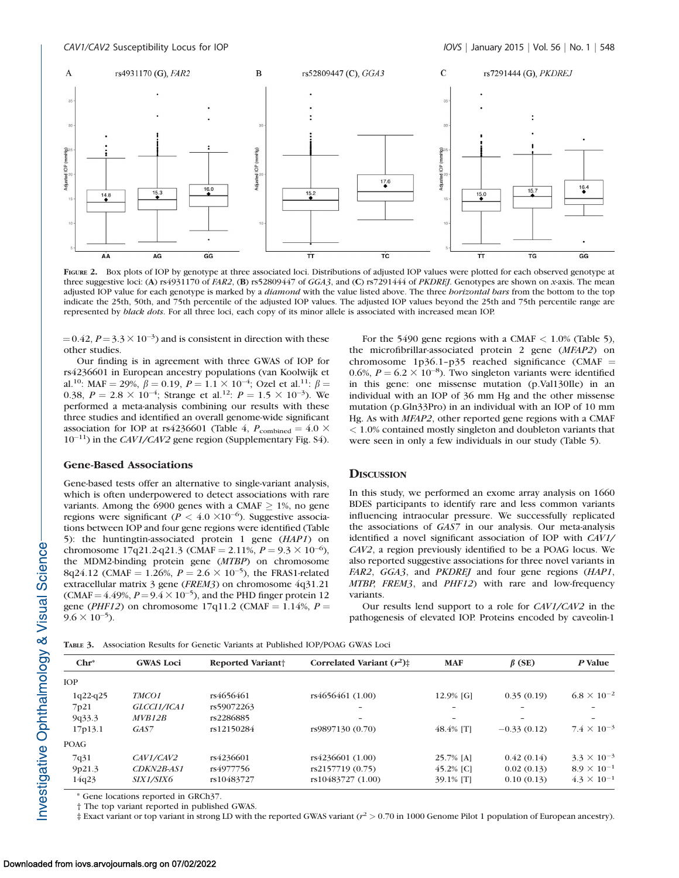**Figure 2.** Box plots of IOP by genotype at three associated loci. Distributions of adjusted IOP values were plotted for each observed genotype at three suggestive loci: (**A**) rs4931170 of *FAR2*, (**B**) rs52809447 of *GGA3*, and (**C**) rs7291444 of *PKDREJ*. Genotypes are shown on *x*-axis. The mean adjusted IOP value for each genotype is marked by a *diamond* with the value listed above. The three *horizontal bars* from the bottom to the top indicate the 25th, 50th, and 75th percentile of the adjusted IOP values. The adjusted IOP values beyond the 25th and 75th percentile range are represented by *black dots*. For all three loci, each copy of its minor allele is associated with increased mean IOP.

$= 0.42$, $P = 3.3 \times 10^{-3}$) and is consistent in direction with these other studies.

Our finding is in agreement with three GWAS of IOP for rs4236601 in European ancestry populations (van Koolwijk et al.[10]: MAF = 29%, $\beta = 0.19$, $P = 1.1 \times 10^{-4}$; Ozel et al.[11]: $\beta = 0.38$, $P = 2.8 \times 10^{-4}$; Strange et al.[12]: $P = 1.5 \times 10^{-3}$). We performed a meta-analysis combining our results with these three studies and identified an overall genome-wide significant association for IOP at rs4236601 (Table 4, $P_{combined} = 4.0 \times 10^{-11}$) in the *CAV1/CAV2* gene region (Supplementary Fig. S4).

### Gene-Based Associations

Gene-based tests offer an alternative to single-variant analysis, which is often underpowered to detect associations with rare variants. Among the 6900 genes with a CMAF $\geq$ 1%, no gene regions were significant ($P < 4.0 \times 10^{-6}$). Suggestive associations between IOP and four gene regions were identified (Table 5): the huntingtin-associated protein 1 gene (*HAP1*) on chromosome 17q21.2-q21.3 (CMAF = 2.11%, $P = 9.3 \times 10^{-6}$), the MDM2-binding protein gene (*MTBP*) on chromosome 8q24.12 (CMAF = 1.26%, $P = 2.6 \times 10^{-5}$), the FRAS1-related extracellular matrix 3 gene (*FREM3*) on chromosome 4q31.21 (CMAF = 4.49%, $P = 9.4 \times 10^{-5}$), and the PHD finger protein 12 gene (*PHF12*) on chromosome 17q11.2 (CMAF = 1.14%, $P = 9.6 \times 10^{-5}$).

For the 5490 gene regions with a CMAF < 1.0% (Table 5), the microfibrillar-associated protein 2 gene (*MFAP2*) on chromosome 1p36.1-p35 reached significance (CMAF = 0.6%, $P = 6.2 \times 10^{-8}$). Two singleton variants were identified in this gene: one missense mutation (p.Val130Ile) in an individual with an IOP of 36 mm Hg and the other missense mutation (p.Gln33Pro) in an individual with an IOP of 10 mm Hg. As with *MFAP2*, other reported gene regions with a CMAF < 1.0% contained mostly singleton and doubleton variants that were seen in only a few individuals in our study (Table 5).

## Discussion

In this study, we performed an exome array analysis on 1660 BDES participants to identify rare and less common variants influencing intraocular pressure. We successfully replicated the associations of *GAS7* in our analysis. Our meta-analysis identified a novel significant association of IOP with *CAV1/CAV2*, a region previously identified to be a POAG locus. We also reported suggestive associations for three novel variants in *FAR2*, *GGA3*, and *PKDREJ* and four gene regions (*HAP1*, *MTBP*, *FREM3*, and *PHF12*) with rare and low-frequency variants.

Our results lend support to a role for *CAV1/CAV2* in the pathogenesis of elevated IOP. Proteins encoded by caveolin-1

**Table 3.** Association Results for Genetic Variants at Published IOP/POAG GWAS Loci

| Chr* | GWAS Loci | Reported Variant† | Correlated Variant ($r^2$)‡ | MAF | $\beta$ (SE) | *P* Value |
|---|---|---|---|---|---|---|
| IOP | | | | | | |
| 1q22-q25 | *TMCO1* | rs4656461 | rs4656461 (1.00) | 12.9% [G] | 0.35 (0.19) | $6.8 \times 10^{-2}$ |
| 7p21 | *GLCCI1/ICA1* | rs59072263 | – | – | – | – |
| 9q33.3 | *MVB12B* | rs2286885 | – | – | – | – |
| 17p13.1 | *GAS7* | rs12150284 | rs9897130 (0.70) | 48.4% [T] | −0.33 (0.12) | $7.4 \times 10^{-3}$ |
| POAG | | | | | | |
| 7q31 | *CAV1/CAV2* | rs4236601 | rs4236601 (1.00) | 25.7% [A] | 0.42 (0.14) | $3.3 \times 10^{-3}$ |
| 9p21.3 | *CDKN2B-AS1* | rs4977756 | rs2157719 (0.75) | 45.2% [C] | 0.02 (0.13) | $8.9 \times 10^{-1}$ |
| 14q23 | *SIX1/SIX6* | rs10483727 | rs10483727 (1.00) | 39.1% [T] | 0.10 (0.13) | $4.3 \times 10^{-1}$ |

\* Gene locations reported in GRCh37.

† The top variant reported in published GWAS.

‡ Exact variant or top variant in strong LD with the reported GWAS variant ($r^2 > 0.70$ in 1000 Genome Pilot 1 population of European ancestry).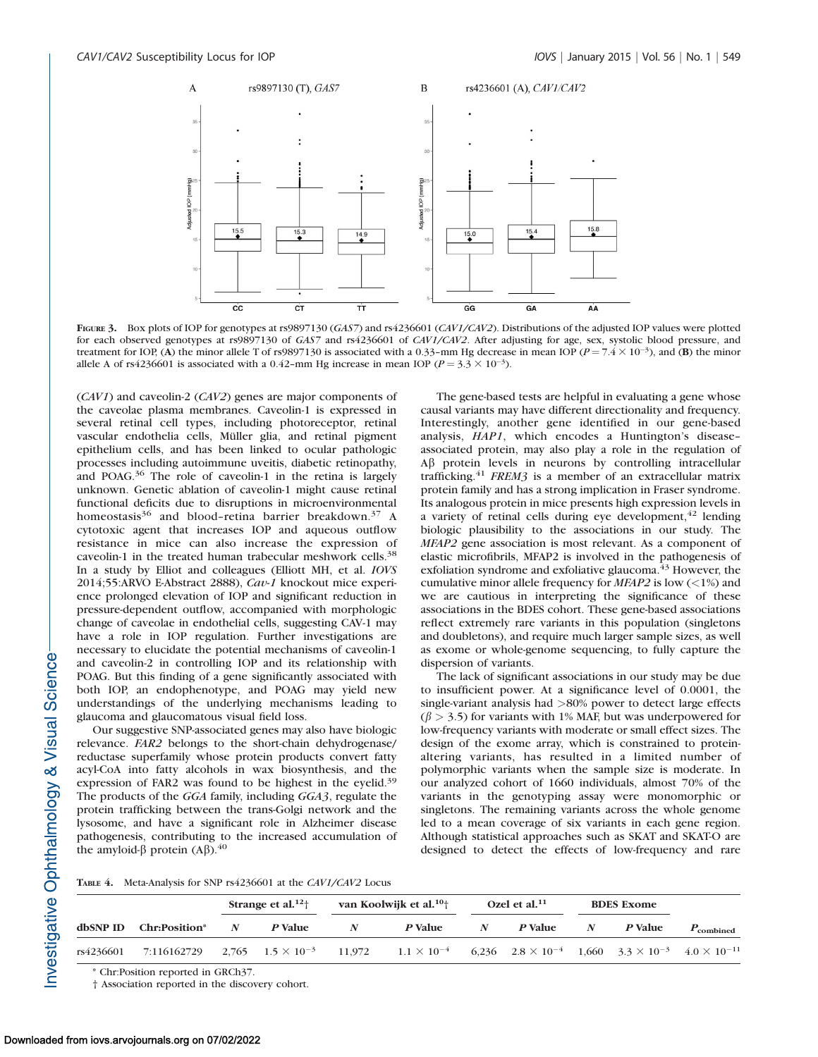FIGURE 3. Box plots of IOP for genotypes at rs9897130 (*GAS7*) and rs4236601 (*CAV1/CAV2*). Distributions of the adjusted IOP values were plotted for each observed genotypes at rs9897130 of *GAS7* and rs4236601 of *CAV1/CAV2*. After adjusting for age, sex, systolic blood pressure, and treatment for IOP, (**A**) the minor allele T of rs9897130 is associated with a 0.33–mm Hg decrease in mean IOP ($P = 7.4 \times 10^{-3}$), and (**B**) the minor allele A of rs4236601 is associated with a 0.42–mm Hg increase in mean IOP ($P = 3.3 \times 10^{-3}$).

(*CAV1*) and caveolin-2 (*CAV2*) genes are major components of the caveolae plasma membranes. Caveolin-1 is expressed in several retinal cell types, including photoreceptor, retinal vascular endothelia cells, Müller glia, and retinal pigment epithelium cells, and has been linked to ocular pathologic processes including autoimmune uveitis, diabetic retinopathy, and POAG.[36] The role of caveolin-1 in the retina is largely unknown. Genetic ablation of caveolin-1 might cause retinal functional deficits due to disruptions in microenvironmental homeostasis[36] and blood–retina barrier breakdown.[37] A cytotoxic agent that increases IOP and aqueous outflow resistance in mice can also increase the expression of caveolin-1 in the treated human trabecular meshwork cells.[38] In a study by Elliot and colleagues (Elliott MH, et al. *IOVS* 2014;55:ARVO E-Abstract 2888), *Cav-1* knockout mice experience prolonged elevation of IOP and significant reduction in pressure-dependent outflow, accompanied with morphologic change of caveolae in endothelial cells, suggesting CAV-1 may have a role in IOP regulation. Further investigations are necessary to elucidate the potential mechanisms of caveolin-1 and caveolin-2 in controlling IOP and its relationship with POAG. But this finding of a gene significantly associated with both IOP, an endophenotype, and POAG may yield new understandings of the underlying mechanisms leading to glaucoma and glaucomatous visual field loss.

Our suggestive SNP-associated genes may also have biologic relevance. *FAR2* belongs to the short-chain dehydrogenase/reductase superfamily whose protein products convert fatty acyl-CoA into fatty alcohols in wax biosynthesis, and the expression of FAR2 was found to be highest in the eyelid.[39] The products of the *GGA* family, including *GGA3*, regulate the protein trafficking between the trans-Golgi network and the lysosome, and have a significant role in Alzheimer disease pathogenesis, contributing to the increased accumulation of the amyloid-β protein (Aβ).[40]

The gene-based tests are helpful in evaluating a gene whose causal variants may have different directionality and frequency. Interestingly, another gene identified in our gene-based analysis, *HAP1*, which encodes a Huntington's disease–associated protein, may also play a role in the regulation of Aβ protein levels in neurons by controlling intracellular trafficking.[41] *FREM3* is a member of an extracellular matrix protein family and has a strong implication in Fraser syndrome. Its analogous protein in mice presents high expression levels in a variety of retinal cells during eye development,[42] lending biologic plausibility to the associations in our study. The *MFAP2* gene association is most relevant. As a component of elastic microfibrils, MFAP2 is involved in the pathogenesis of exfoliation syndrome and exfoliative glaucoma.[43] However, the cumulative minor allele frequency for *MFAP2* is low (<1%) and we are cautious in interpreting the significance of these associations in the BDES cohort. These gene-based associations reflect extremely rare variants in this population (singletons and doubletons), and require much larger sample sizes, as well as exome or whole-genome sequencing, to fully capture the dispersion of variants.

The lack of significant associations in our study may be due to insufficient power. At a significance level of 0.0001, the single-variant analysis had >80% power to detect large effects ($\beta > 3.5$) for variants with 1% MAF, but was underpowered for low-frequency variants with moderate or small effect sizes. The design of the exome array, which is constrained to protein-altering variants, has resulted in a limited number of polymorphic variants when the sample size is moderate. In our analyzed cohort of 1660 individuals, almost 70% of the variants in the genotyping assay were monomorphic or singletons. The remaining variants across the whole genome led to a mean coverage of six variants in each gene region. Although statistical approaches such as SKAT and SKAT-O are designed to detect the effects of low-frequency and rare

TABLE 4. Meta-Analysis for SNP rs4236601 at the *CAV1/CAV2* Locus

| | | Strange et al.[12]† | | van Koolwijk et al.[10]† | | Ozel et al.[11] | | BDES Exome | | |
|---|---|---|---|---|---|---|---|---|---|---|
| dbSNP ID | Chr:Position* | N | P Value | N | P Value | N | P Value | N | P Value | $P_{combined}$ |
| rs4236601 | 7:116162729 | 2,765 | $1.5 \times 10^{-3}$ | 11,972 | $1.1 \times 10^{-4}$ | 6,236 | $2.8 \times 10^{-4}$ | 1,660 | $3.3 \times 10^{-3}$ | $4.0 \times 10^{-11}$ |

\* Chr:Position reported in GRCh37.

† Association reported in the discovery cohort.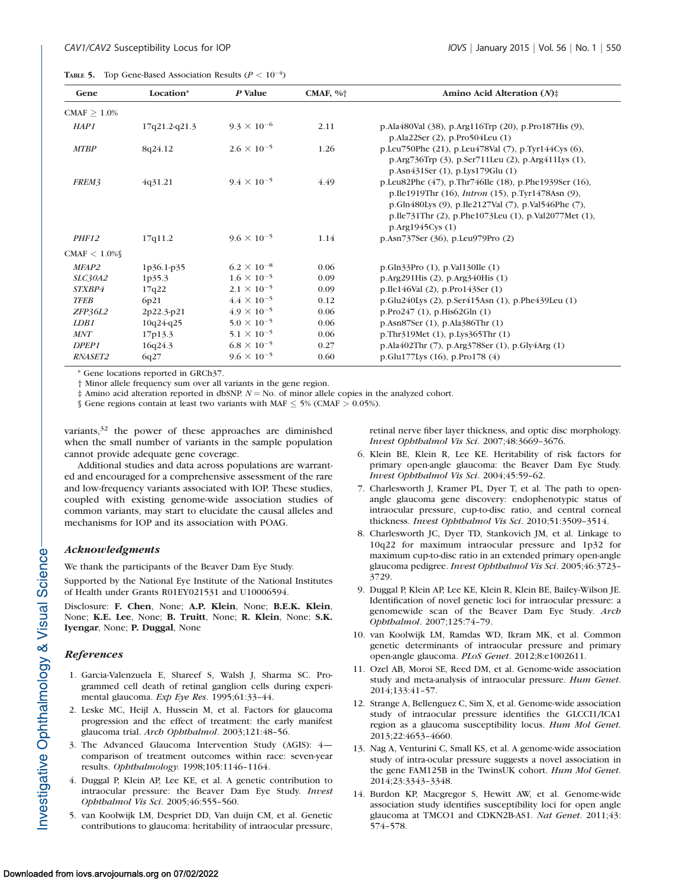**Table 5.** Top Gene-Based Association Results ($P < 10^{-4}$)

| Gene | Location* | P Value | CMAF, %† | Amino Acid Alteration (N)‡ |
|---|---|---|---|---|
| CMAF ≥ 1.0% | | | | |
| *HAP1* | 17q21.2-q21.3 | $9.3 \times 10^{-6}$ | 2.11 | p.Ala480Val (38), p.Arg116Trp (20), p.Pro187His (9), p.Ala22Ser (2), p.Pro504Leu (1) |
| *MTBP* | 8q24.12 | $2.6 \times 10^{-5}$ | 1.26 | p.Leu750Phe (21), p.Leu478Val (7), p.Tyr144Cys (6), p.Arg736Trp (3), p.Ser711Leu (2), p.Arg411Lys (1), p.Asn431Ser (1), p.Lys179Glu (1) |
| *FREM3* | 4q31.21 | $9.4 \times 10^{-5}$ | 4.49 | p.Leu82Phe (47), p.Thr746Ile (18), p.Phe1939Ser (16), p.Ile1919Thr (16), *Intron* (15), p.Tyr1478Asn (9), p.Gln480Lys (9), p.Ile2127Val (7), p.Val546Phe (7), p.Ile731Thr (2), p.Phe1073Leu (1), p.Val2077Met (1), p.Arg1945Cys (1) |
| *PHF12* | 17q11.2 | $9.6 \times 10^{-5}$ | 1.14 | p.Asn737Ser (36), p.Leu979Pro (2) |
| CMAF < 1.0%§ | | | | |
| *MFAP2* | 1p36.1-p35 | $6.2 \times 10^{-8}$ | 0.06 | p.Gln33Pro (1), p.Val130Ile (1) |
| *SLC30A2* | 1p35.3 | $1.6 \times 10^{-5}$ | 0.09 | p.Arg291His (2), p.Arg340His (1) |
| *STXBP4* | 17q22 | $2.1 \times 10^{-5}$ | 0.09 | p.Ile146Val (2), p.Pro143Ser (1) |
| *TFEB* | 6p21 | $4.4 \times 10^{-5}$ | 0.12 | p.Glu240Lys (2), p.Ser415Asn (1), p.Phe439Leu (1) |
| *ZFP36L2* | 2p22.3-p21 | $4.9 \times 10^{-5}$ | 0.06 | p.Pro247 (1), p.His62Gln (1) |
| *LDB1* | 10q24-q25 | $5.0 \times 10^{-5}$ | 0.06 | p.Asn87Ser (1), p.Ala386Thr (1) |
| *MNT* | 17p13.3 | $5.1 \times 10^{-5}$ | 0.06 | p.Thr319Met (1), p.Lys365Thr (1) |
| *DPEP1* | 16q24.3 | $6.8 \times 10^{-5}$ | 0.27 | p.Ala402Thr (7), p.Arg378Ser (1), p.Gly4Arg (1) |
| *RNASET2* | 6q27 | $9.6 \times 10^{-5}$ | 0.60 | p.Glu177Lys (16), p.Pro178 (4) |

\* Gene locations reported in GRCh37.

† Minor allele frequency sum over all variants in the gene region.

‡ Amino acid alteration reported in dbSNP. $N$ = No. of minor allele copies in the analyzed cohort.

§ Gene regions contain at least two variants with MAF ≤ 5% (CMAF > 0.05%).

variants,[32] the power of these approaches are diminished when the small number of variants in the sample population cannot provide adequate gene coverage.

Additional studies and data across populations are warranted and encouraged for a comprehensive assessment of the rare and low-frequency variants associated with IOP. These studies, coupled with existing genome-wide association studies of common variants, may start to elucidate the causal alleles and mechanisms for IOP and its association with POAG.

## Acknowledgments

We thank the participants of the Beaver Dam Eye Study.

Supported by the National Eye Institute of the National Institutes of Health under Grants R01EY021531 and U10006594.

Disclosure: **F. Chen**, None; **A.P. Klein**, None; **B.E.K. Klein**, None; **K.E. Lee**, None; **B. Truitt**, None; **R. Klein**, None; **S.K. Iyengar**, None; **P. Duggal**, None

## References

1. Garcia-Valenzuela E, Shareef S, Walsh J, Sharma SC. Programmed cell death of retinal ganglion cells during experimental glaucoma. *Exp Eye Res*. 1995;61:33–44.
2. Leske MC, Heijl A, Hussein M, et al. Factors for glaucoma progression and the effect of treatment: the early manifest glaucoma trial. *Arch Ophthalmol*. 2003;121:48–56.
3. The Advanced Glaucoma Intervention Study (AGIS): 4—comparison of treatment outcomes within race: seven-year results. *Ophthalmology.* 1998;105:1146–1164.
4. Duggal P, Klein AP, Lee KE, et al. A genetic contribution to intraocular pressure: the Beaver Dam Eye Study. *Invest Ophthalmol Vis Sci*. 2005;46:555–560.
5. van Koolwijk LM, Despriet DD, Van duijn CM, et al. Genetic contributions to glaucoma: heritability of intraocular pressure, retinal nerve fiber layer thickness, and optic disc morphology. *Invest Ophthalmol Vis Sci*. 2007;48:3669–3676.
6. Klein BE, Klein R, Lee KE. Heritability of risk factors for primary open-angle glaucoma: the Beaver Dam Eye Study. *Invest Ophthalmol Vis Sci*. 2004;45:59–62.
7. Charlesworth J, Kramer PL, Dyer T, et al. The path to open-angle glaucoma gene discovery: endophenotypic status of intraocular pressure, cup-to-disc ratio, and central corneal thickness. *Invest Ophthalmol Vis Sci*. 2010;51:3509–3514.
8. Charlesworth JC, Dyer TD, Stankovich JM, et al. Linkage to 10q22 for maximum intraocular pressure and 1p32 for maximum cup-to-disc ratio in an extended primary open-angle glaucoma pedigree. *Invest Ophthalmol Vis Sci*. 2005;46:3723–3729.
9. Duggal P, Klein AP, Lee KE, Klein R, Klein BE, Bailey-Wilson JE. Identification of novel genetic loci for intraocular pressure: a genomewide scan of the Beaver Dam Eye Study. *Arch Ophthalmol*. 2007;125:74–79.
10. van Koolwijk LM, Ramdas WD, Ikram MK, et al. Common genetic determinants of intraocular pressure and primary open-angle glaucoma. *PLoS Genet*. 2012;8:e1002611.
11. Ozel AB, Moroi SE, Reed DM, et al. Genome-wide association study and meta-analysis of intraocular pressure. *Hum Genet*. 2014;133:41–57.
12. Strange A, Bellenguez C, Sim X, et al. Genome-wide association study of intraocular pressure identifies the GLCCI1/ICA1 region as a glaucoma susceptibility locus. *Hum Mol Genet*. 2013;22:4653–4660.
13. Nag A, Venturini C, Small KS, et al. A genome-wide association study of intra-ocular pressure suggests a novel association in the gene FAM125B in the TwinsUK cohort. *Hum Mol Genet*. 2014;23:3343–3348.
14. Burdon KP, Macgregor S, Hewitt AW, et al. Genome-wide association study identifies susceptibility loci for open angle glaucoma at TMCO1 and CDKN2B-AS1. *Nat Genet*. 2011;43:574–578.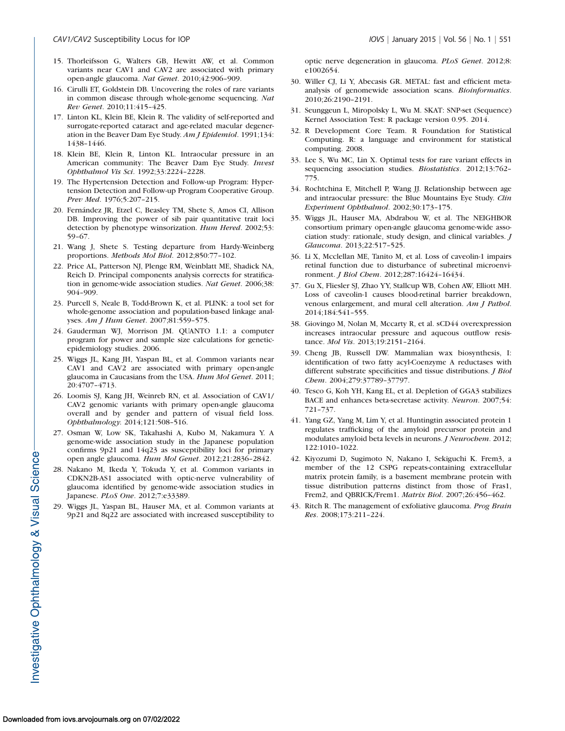15. Thorleifsson G, Walters GB, Hewitt AW, et al. Common variants near CAV1 and CAV2 are associated with primary open-angle glaucoma. *Nat Genet*. 2010;42:906–909.
16. Cirulli ET, Goldstein DB. Uncovering the roles of rare variants in common disease through whole-genome sequencing. *Nat Rev Genet*. 2010;11:415–425.
17. Linton KL, Klein BE, Klein R. The validity of self-reported and surrogate-reported cataract and age-related macular degeneration in the Beaver Dam Eye Study. *Am J Epidemiol*. 1991;134:1438–1446.
18. Klein BE, Klein R, Linton KL. Intraocular pressure in an American community: The Beaver Dam Eye Study. *Invest Ophthalmol Vis Sci*. 1992;33:2224–2228.
19. The Hypertension Detection and Follow-up Program: Hypertension Detection and Follow-up Program Cooperative Group. *Prev Med*. 1976;5:207–215.
20. Fernández JR, Etzel C, Beasley TM, Shete S, Amos CI, Allison DB. Improving the power of sib pair quantitative trait loci detection by phenotype winsorization. *Hum Hered*. 2002;53:59–67.
21. Wang J, Shete S. Testing departure from Hardy-Weinberg proportions. *Methods Mol Biol*. 2012;850:77–102.
22. Price AL, Patterson NJ, Plenge RM, Weinblatt ME, Shadick NA, Reich D. Principal components analysis corrects for stratification in genome-wide association studies. *Nat Genet*. 2006;38:904–909.
23. Purcell S, Neale B, Todd-Brown K, et al. PLINK: a tool set for whole-genome association and population-based linkage analyses. *Am J Hum Genet*. 2007;81:559–575.
24. Gauderman WJ, Morrison JM. QUANTO 1.1: a computer program for power and sample size calculations for genetic-epidemiology studies. 2006.
25. Wiggs JL, Kang JH, Yaspan BL, et al. Common variants near CAV1 and CAV2 are associated with primary open-angle glaucoma in Caucasians from the USA. *Hum Mol Genet*. 2011;20:4707–4713.
26. Loomis SJ, Kang JH, Weinreb RN, et al. Association of CAV1/CAV2 genomic variants with primary open-angle glaucoma overall and by gender and pattern of visual field loss. *Ophthalmology*. 2014;121:508–516.
27. Osman W, Low SK, Takahashi A, Kubo M, Nakamura Y. A genome-wide association study in the Japanese population confirms 9p21 and 14q23 as susceptibility loci for primary open angle glaucoma. *Hum Mol Genet*. 2012;21:2836–2842.
28. Nakano M, Ikeda Y, Tokuda Y, et al. Common variants in CDKN2B-AS1 associated with optic-nerve vulnerability of glaucoma identified by genome-wide association studies in Japanese. *PLoS One*. 2012;7:e33389.
29. Wiggs JL, Yaspan BL, Hauser MA, et al. Common variants at 9p21 and 8q22 are associated with increased susceptibility to optic nerve degeneration in glaucoma. *PLoS Genet*. 2012;8:e1002654.
30. Willer CJ, Li Y, Abecasis GR. METAL: fast and efficient meta-analysis of genomewide association scans. *Bioinformatics*. 2010;26:2190–2191.
31. Seunggeun L, Miropolsky L, Wu M. SKAT: SNP-set (Sequence) Kernel Association Test: R package version 0.95. 2014.
32. R Development Core Team. R Foundation for Statistical Computing. R: a language and environment for statistical computing. 2008.
33. Lee S, Wu MC, Lin X. Optimal tests for rare variant effects in sequencing association studies. *Biostatistics*. 2012;13:762–775.
34. Rochtchina E, Mitchell P, Wang JJ. Relationship between age and intraocular pressure: the Blue Mountains Eye Study. *Clin Experiment Ophthalmol*. 2002;30:173–175.
35. Wiggs JL, Hauser MA, Abdrabou W, et al. The NEIGHBOR consortium primary open-angle glaucoma genome-wide association study: rationale, study design, and clinical variables. *J Glaucoma*. 2013;22:517–525.
36. Li X, Mcclellan ME, Tanito M, et al. Loss of caveolin-1 impairs retinal function due to disturbance of subretinal microenvironment. *J Biol Chem*. 2012;287:16424–16434.
37. Gu X, Fliesler SJ, Zhao YY, Stallcup WB, Cohen AW, Elliott MH. Loss of caveolin-1 causes blood-retinal barrier breakdown, venous enlargement, and mural cell alteration. *Am J Pathol*. 2014;184:541–555.
38. Giovingo M, Nolan M, Mccarty R, et al. sCD44 overexpression increases intraocular pressure and aqueous outflow resistance. *Mol Vis*. 2013;19:2151–2164.
39. Cheng JB, Russell DW. Mammalian wax biosynthesis, I: identification of two fatty acyl-Coenzyme A reductases with different substrate specificities and tissue distributions. *J Biol Chem*. 2004;279:37789–37797.
40. Tesco G, Koh YH, Kang EL, et al. Depletion of GGA3 stabilizes BACE and enhances beta-secretase activity. *Neuron*. 2007;54:721–737.
41. Yang GZ, Yang M, Lim Y, et al. Huntingtin associated protein 1 regulates trafficking of the amyloid precursor protein and modulates amyloid beta levels in neurons. *J Neurochem*. 2012;122:1010–1022.
42. Kiyozumi D, Sugimoto N, Nakano I, Sekiguchi K. Frem3, a member of the 12 CSPG repeats-containing extracellular matrix protein family, is a basement membrane protein with tissue distribution patterns distinct from those of Fras1, Frem2, and QBRICK/Frem1. *Matrix Biol*. 2007;26:456–462.
43. Ritch R. The management of exfoliative glaucoma. *Prog Brain Res*. 2008;173:211–224.